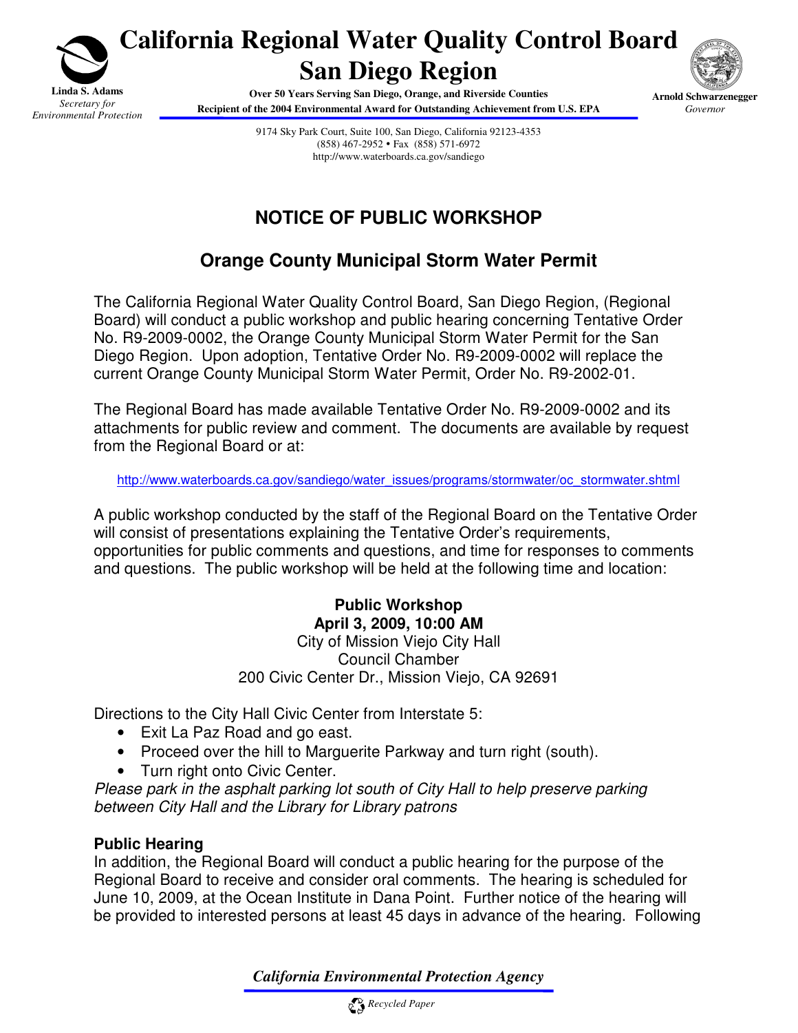# California Regional Water Quality Control Board
# San Diego Region

**Linda S. Adams**
*Secretary for Environmental Protection*

**Over 50 Years Serving San Diego, Orange, and Riverside Counties**
**Recipient of the 2004 Environmental Award for Outstanding Achievement from U.S. EPA**

**Arnold Schwarzenegger**
*Governor*

9174 Sky Park Court, Suite 100, San Diego, California 92123-4353
(858) 467-2952 • Fax (858) 571-6972
http://www.waterboards.ca.gov/sandiego

## NOTICE OF PUBLIC WORKSHOP

## Orange County Municipal Storm Water Permit

The California Regional Water Quality Control Board, San Diego Region, (Regional Board) will conduct a public workshop and public hearing concerning Tentative Order No. R9-2009-0002, the Orange County Municipal Storm Water Permit for the San Diego Region. Upon adoption, Tentative Order No. R9-2009-0002 will replace the current Orange County Municipal Storm Water Permit, Order No. R9-2002-01.

The Regional Board has made available Tentative Order No. R9-2009-0002 and its attachments for public review and comment. The documents are available by request from the Regional Board or at:

http://www.waterboards.ca.gov/sandiego/water_issues/programs/stormwater/oc_stormwater.shtml

A public workshop conducted by the staff of the Regional Board on the Tentative Order will consist of presentations explaining the Tentative Order's requirements, opportunities for public comments and questions, and time for responses to comments and questions. The public workshop will be held at the following time and location:

**Public Workshop**
**April 3, 2009, 10:00 AM**
City of Mission Viejo City Hall
Council Chamber
200 Civic Center Dr., Mission Viejo, CA 92691

Directions to the City Hall Civic Center from Interstate 5:

- Exit La Paz Road and go east.
- Proceed over the hill to Marguerite Parkway and turn right (south).
- Turn right onto Civic Center.

*Please park in the asphalt parking lot south of City Hall to help preserve parking between City Hall and the Library for Library patrons*

### Public Hearing

In addition, the Regional Board will conduct a public hearing for the purpose of the Regional Board to receive and consider oral comments. The hearing is scheduled for June 10, 2009, at the Ocean Institute in Dana Point. Further notice of the hearing will be provided to interested persons at least 45 days in advance of the hearing. Following

*California Environmental Protection Agency*

*Recycled Paper*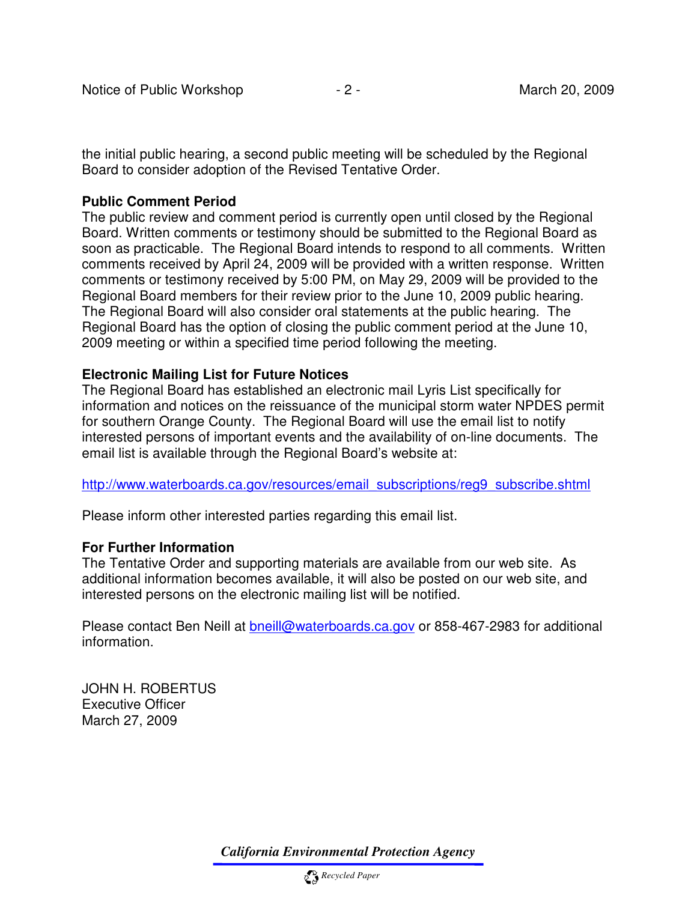the initial public hearing, a second public meeting will be scheduled by the Regional Board to consider adoption of the Revised Tentative Order.

**Public Comment Period**

The public review and comment period is currently open until closed by the Regional Board. Written comments or testimony should be submitted to the Regional Board as soon as practicable. The Regional Board intends to respond to all comments. Written comments received by April 24, 2009 will be provided with a written response. Written comments or testimony received by 5:00 PM, on May 29, 2009 will be provided to the Regional Board members for their review prior to the June 10, 2009 public hearing. The Regional Board will also consider oral statements at the public hearing. The Regional Board has the option of closing the public comment period at the June 10, 2009 meeting or within a specified time period following the meeting.

**Electronic Mailing List for Future Notices**

The Regional Board has established an electronic mail Lyris List specifically for information and notices on the reissuance of the municipal storm water NPDES permit for southern Orange County. The Regional Board will use the email list to notify interested persons of important events and the availability of on-line documents. The email list is available through the Regional Board's website at:

http://www.waterboards.ca.gov/resources/email_subscriptions/reg9_subscribe.shtml

Please inform other interested parties regarding this email list.

**For Further Information**

The Tentative Order and supporting materials are available from our web site. As additional information becomes available, it will also be posted on our web site, and interested persons on the electronic mailing list will be notified.

Please contact Ben Neill at bneill@waterboards.ca.gov or 858-467-2983 for additional information.

JOHN H. ROBERTUS
Executive Officer
March 27, 2009